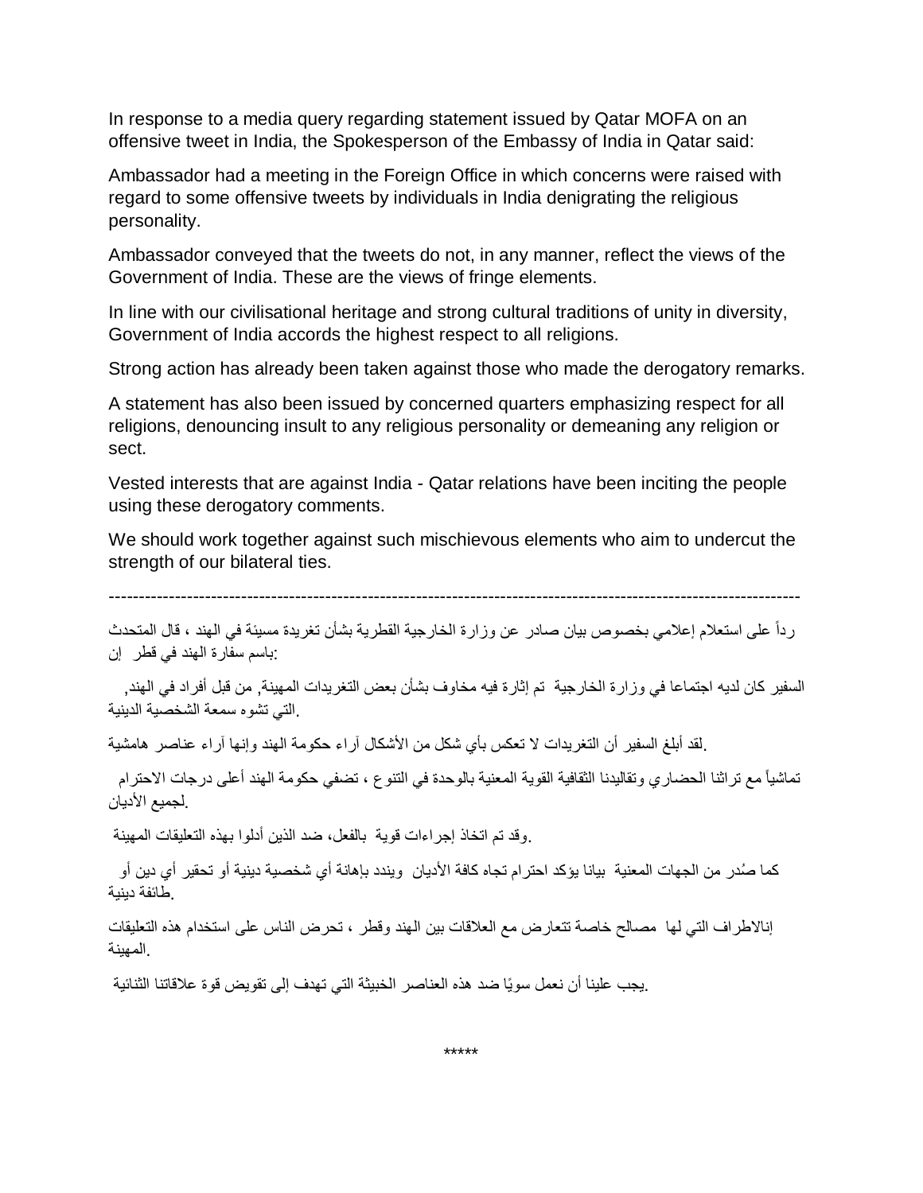In response to a media query regarding statement issued by Qatar MOFA on an offensive tweet in India, the Spokesperson of the Embassy of India in Qatar said:

Ambassador had a meeting in the Foreign Office in which concerns were raised with regard to some offensive tweets by individuals in India denigrating the religious personality.

Ambassador conveyed that the tweets do not, in any manner, reflect the views of the Government of India. These are the views of fringe elements.

In line with our civilisational heritage and strong cultural traditions of unity in diversity, Government of India accords the highest respect to all religions.

Strong action has already been taken against those who made the derogatory remarks.

A statement has also been issued by concerned quarters emphasizing respect for all religions, denouncing insult to any religious personality or demeaning any religion or sect.

Vested interests that are against India - Qatar relations have been inciting the people using these derogatory comments.

We should work together against such mischievous elements who aim to undercut the strength of our bilateral ties.

---

رداً على استعلام إعلامي بخصوص بيان صادر عن وزارة الخارجية القطرية بشأن تغريدة مسيئة في الهند ، قال المتحدث باسم سفارة الهند في قطر إن:

السفير كان لديه اجتماعا في وزارة الخارجية تم إثارة فيه مخاوف بشأن بعض التغريدات المهينة, من قبل أفراد في الهند, التي تشوه سمعة الشخصية الدينية.

لقد أبلغ السفير أن التغريدات لا تعكس بأي شكل من الأشكال آراء حكومة الهند وإنها آراء عناصر هامشية.

تماشياً مع تراثنا الحضاري وتقاليدنا الثقافية القوية المعنية بالوحدة في التنوع ، تضفي حكومة الهند أعلى درجات الاحترام لجميع الأديان.

وقد تم اتخاذ إجراءات قوية بالفعل، ضد الذين أدلوا بهذه التعليقات المهينة.

كما صُدر من الجهات المعنية بيانا يؤكد احترام تجاه كافة الأديان ويندد بإهانة أي شخصية دينية أو تحقير أي دين أو طائفة دينية.

إنالاطراف التي لها مصالح خاصة تتعارض مع العلاقات بين الهند وقطر ، تحرض الناس على استخدام هذه التعليقات المهينة.

يجب علينا أن نعمل سويًا ضد هذه العناصر الخبيثة التي تهدف إلى تقويض قوة علاقاتنا الثنائية.

*****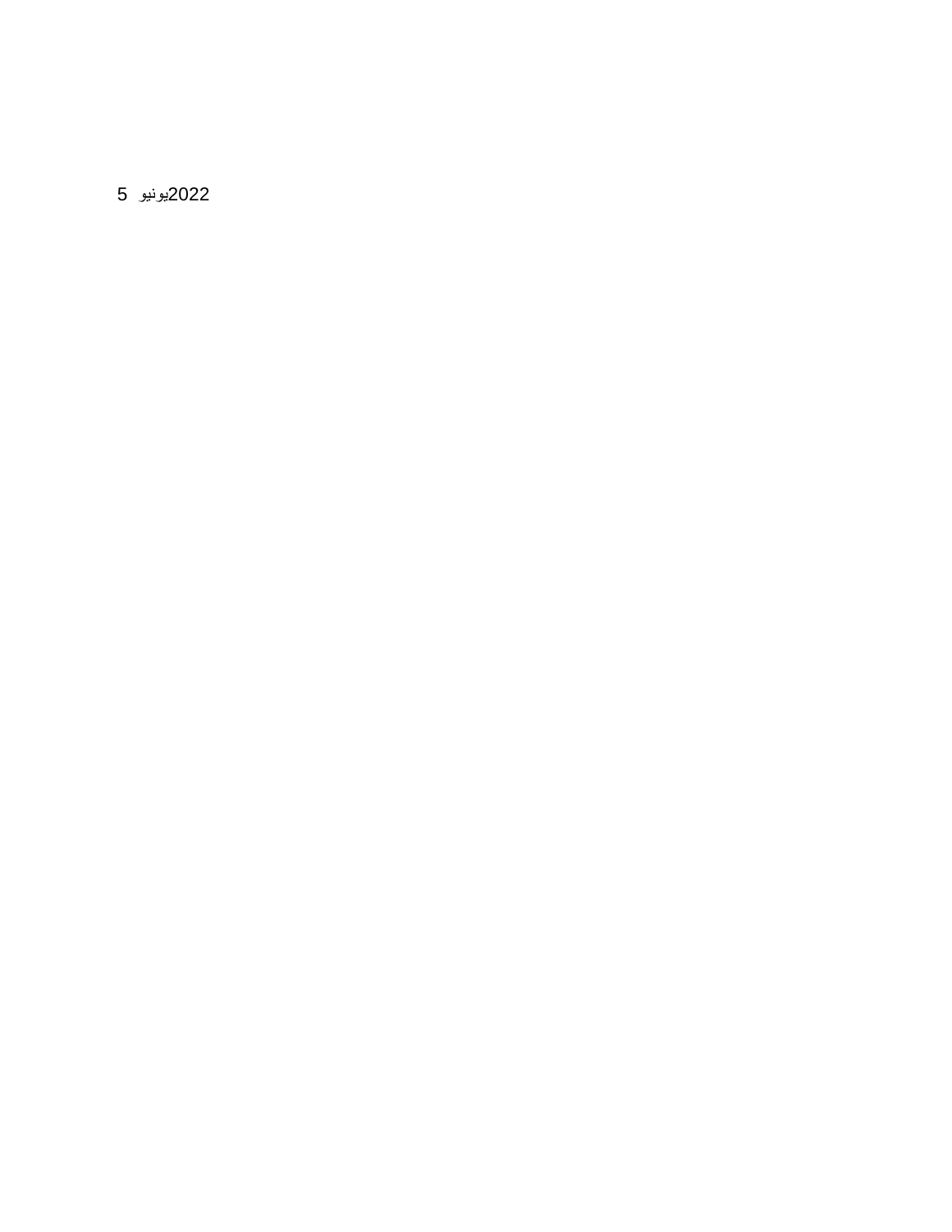5 يونيو 2022